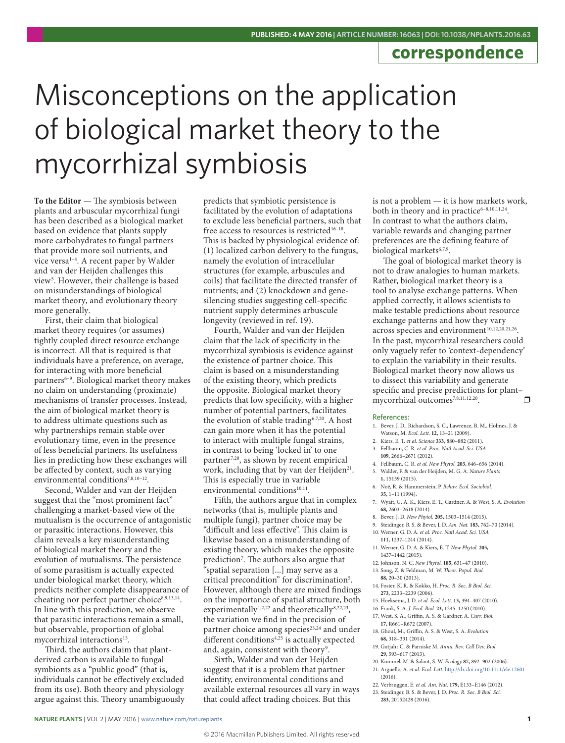correspondence

# Misconceptions on the application of biological market theory to the mycorrhizal symbiosis

**To the Editor** — The symbiosis between plants and arbuscular mycorrhizal fungi has been described as a biological market based on evidence that plants supply more carbohydrates to fungal partners that provide more soil nutrients, and vice versa[1–4]. A recent paper by Walder and van der Heijden challenges this view[5]. However, their challenge is based on misunderstandings of biological market theory, and evolutionary theory more generally.

First, their claim that biological market theory requires (or assumes) tightly coupled direct resource exchange is incorrect. All that is required is that individuals have a preference, on average, for interacting with more beneficial partners[6–9]. Biological market theory makes no claim on understanding (proximate) mechanisms of transfer processes. Instead, the aim of biological market theory is to address ultimate questions such as why partnerships remain stable over evolutionary time, even in the presence of less beneficial partners. Its usefulness lies in predicting how these exchanges will be affected by context, such as varying environmental conditions[7,8,10–12].

Second, Walder and van der Heijden suggest that the "most prominent fact" challenging a market-based view of the mutualism is the occurrence of antagonistic or parasitic interactions. However, this claim reveals a key misunderstanding of biological market theory and the evolution of mutualisms. The persistence of some parasitism is actually expected under biological market theory, which predicts neither complete disappearance of cheating nor perfect partner choice[8,9,13,14]. In line with this prediction, we observe that parasitic interactions remain a small, but observable, proportion of global mycorrhizal interactions[15].

Third, the authors claim that plant-derived carbon is available to fungal symbionts as a "public good" (that is, individuals cannot be effectively excluded from its use). Both theory and physiology argue against this. Theory unambiguously predicts that symbiotic persistence is facilitated by the evolution of adaptations to exclude less beneficial partners, such that free access to resources is restricted[16–18]. This is backed by physiological evidence of: (1) localized carbon delivery to the fungus, namely the evolution of intracellular structures (for example, arbuscules and coils) that facilitate the directed transfer of nutrients; and (2) knockdown and gene-silencing studies suggesting cell-specific nutrient supply determines arbuscule longevity (reviewed in ref. 19).

Fourth, Walder and van der Heijden claim that the lack of specificity in the mycorrhizal symbiosis is evidence against the existence of partner choice. This claim is based on a misunderstanding of the existing theory, which predicts the opposite. Biological market theory predicts that low specificity, with a higher number of potential partners, facilitates the evolution of stable trading[6,7,20]. A host can gain more when it has the potential to interact with multiple fungal strains, in contrast to being 'locked in' to one partner[7,20], as shown by recent empirical work, including that by van der Heijden[21]. This is especially true in variable environmental conditions[10,11].

Fifth, the authors argue that in complex networks (that is, multiple plants and multiple fungi), partner choice may be "difficult and less effective". This claim is likewise based on a misunderstanding of existing theory, which makes the opposite prediction[7]. The authors also argue that "spatial separation [...] may serve as a critical precondition" for discrimination[5]. However, although there are mixed findings on the importance of spatial structure, both experimentally[1,2,22] and theoretically[8,22,23], the variation we find in the precision of partner choice among species[23,24] and under different conditions[4,25] is actually expected and, again, consistent with theory[9].

Sixth, Walder and van der Heijden suggest that it is a problem that partner identity, environmental conditions and available external resources all vary in ways that could affect trading choices. But this is not a problem — it is how markets work, both in theory and in practice[6–8,10,11,24]. In contrast to what the authors claim, variable rewards and changing partner preferences are the defining feature of biological markets[6,7,9].

The goal of biological market theory is not to draw analogies to human markets. Rather, biological market theory is a tool to analyse exchange patterns. When applied correctly, it allows scientists to make testable predictions about resource exchange patterns and how they vary across species and environment[10,12,20,21,26]. In the past, mycorrhizal researchers could only vaguely refer to 'context-dependency' to explain the variability in their results. Biological market theory now allows us to dissect this variability and generate specific and precise predictions for plant–mycorrhizal outcomes[7,8,11,12,20]. ❐

## References:

1. Bever, J. D., Richardson, S. C., Lawrence, B. M., Holmes, J. & Watson, M. *Ecol. Lett.* **12**, 13–21 (2009).
2. Kiers, E. T. *et al. Science* **333**, 880–882 (2011).
3. Fellbaum, C. R. *et al. Proc. Natl Acad. Sci. USA* **109**, 2666–2671 (2012).
4. Fellbaum, C. R. *et al. New Phytol.* **203**, 646–656 (2014).
5. Walder, F. & van der Heijden, M. G. A. *Nature Plants* **1**, 15159 (2015).
6. Noë, R. & Hammerstein, P. *Behav. Ecol. Sociobiol.* **35**, 1–11 (1994).
7. Wyatt, G. A. K., Kiers, E. T., Gardner, A. & West, S. A. *Evolution* **68**, 2603–2618 (2014).
8. Bever, J. D. *New Phytol.* **205**, 1503–1514 (2015).
9. Steidinger, B. S. & Bever, J. D. *Am. Nat.* **183**, 762–70 (2014).
10. Werner, G. D. A. *et al. Proc. Natl Acad. Sci. USA* **111**, 1237–1244 (2014).
11. Werner, G. D. A. & Kiers, E. T. *New Phytol.* **205**, 1437–1442 (2015).
12. Johnson, N. C. *New Phytol.* **185**, 631–47 (2010).
13. Song, Z. & Feldman, M. W. *Theor. Popul. Biol.* **88**, 20–30 (2013).
14. Foster, K. R. & Kokko, H. *Proc. R. Soc. B Biol. Sci.* **273**, 2233–2239 (2006).
15. Hoeksema, J. D. *et al. Ecol. Lett.* **13**, 394–407 (2010).
16. Frank, S. A. *J. Evol. Biol.* **23**, 1245–1250 (2010).
17. West, S. A., Griffin, A. S. & Gardner, A. *Curr. Biol.* **17**, R661–R672 (2007).
18. Ghoul, M., Griffin, A. S. & West, S. A. *Evolution* **68**, 318–331 (2014).
19. Gutjahr C. & Parniske M. *Annu. Rev. Cell Dev. Biol.* **29**, 593–617 (2013).
20. Kummel, M. & Salant, S. W. *Ecology* **87**, 892–902 (2006).
21. Argüello, A. *et al. Ecol. Lett.* http://dx.doi.org/10.1111/ele.12601 (2016).
22. Verbruggen, E. *et al. Am. Nat.* **179**, E133–E146 (2012).
23. Steidinger, B. S. & Bever, J. D. *Proc. R. Soc. B Biol. Sci.* **283**, 20152428 (2016).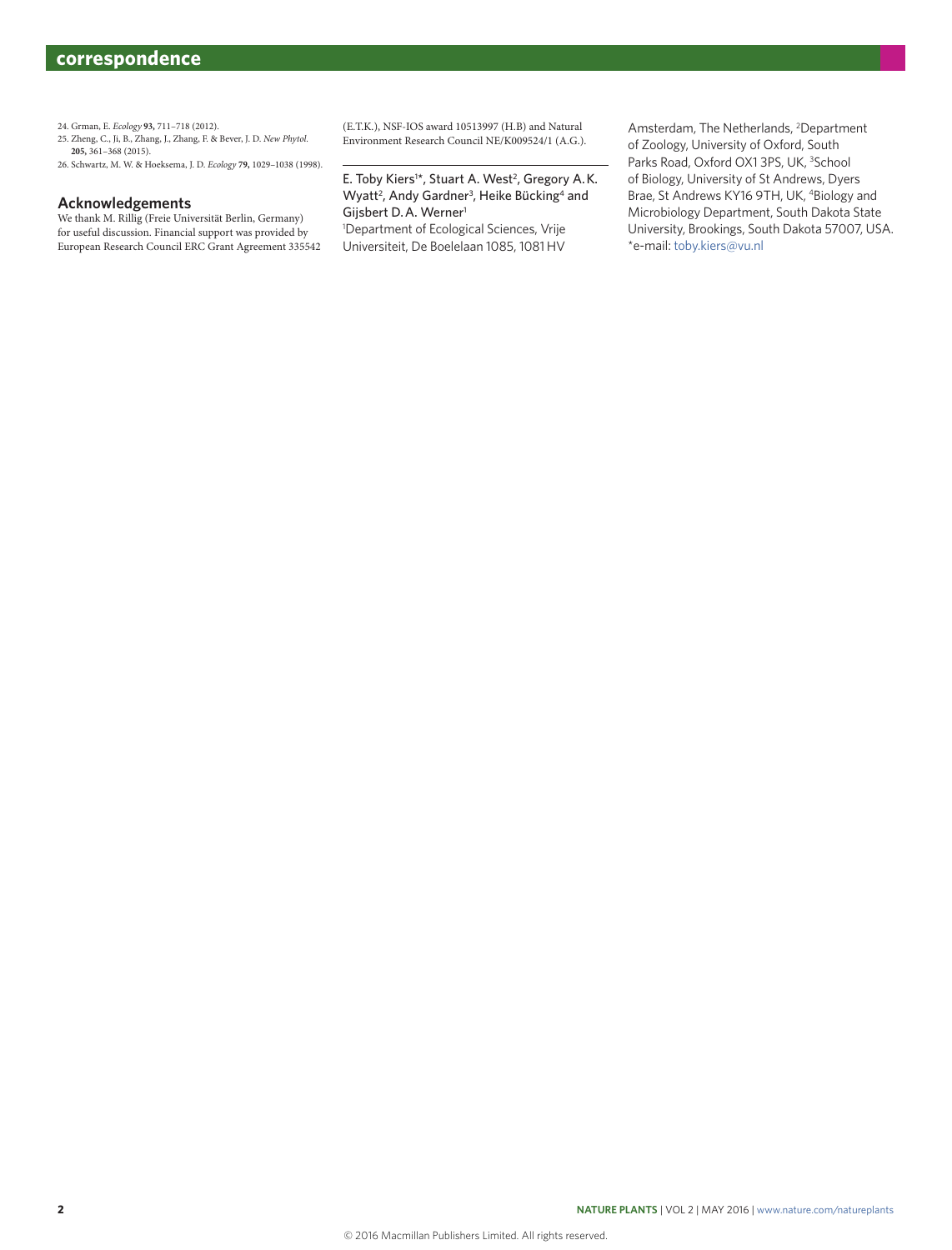24. Grman, E. *Ecology* **93,** 711–718 (2012).
25. Zheng, C., Ji, B., Zhang, J., Zhang, F. & Bever, J. D. *New Phytol.* **205,** 361–368 (2015).
26. Schwartz, M. W. & Hoeksema, J. D. *Ecology* **79,** 1029–1038 (1998).

## Acknowledgements

We thank M. Rillig (Freie Universität Berlin, Germany) for useful discussion. Financial support was provided by European Research Council ERC Grant Agreement 335542 (E.T.K.), NSF-IOS award 10513997 (H.B) and Natural Environment Research Council NE/K009524/1 (A.G.).

E. Toby Kiers[1]*, Stuart A. West[2], Gregory A.K. Wyatt[2], Andy Gardner[3], Heike Bücking[4] and Gijsbert D.A. Werner[1]

[1]Department of Ecological Sciences, Vrije Universiteit, De Boelelaan 1085, 1081 HV Amsterdam, The Netherlands, [2]Department of Zoology, University of Oxford, South Parks Road, Oxford OX1 3PS, UK, [3]School of Biology, University of St Andrews, Dyers Brae, St Andrews KY16 9TH, UK, [4]Biology and Microbiology Department, South Dakota State University, Brookings, South Dakota 57007, USA.

*e-mail: toby.kiers@vu.nl